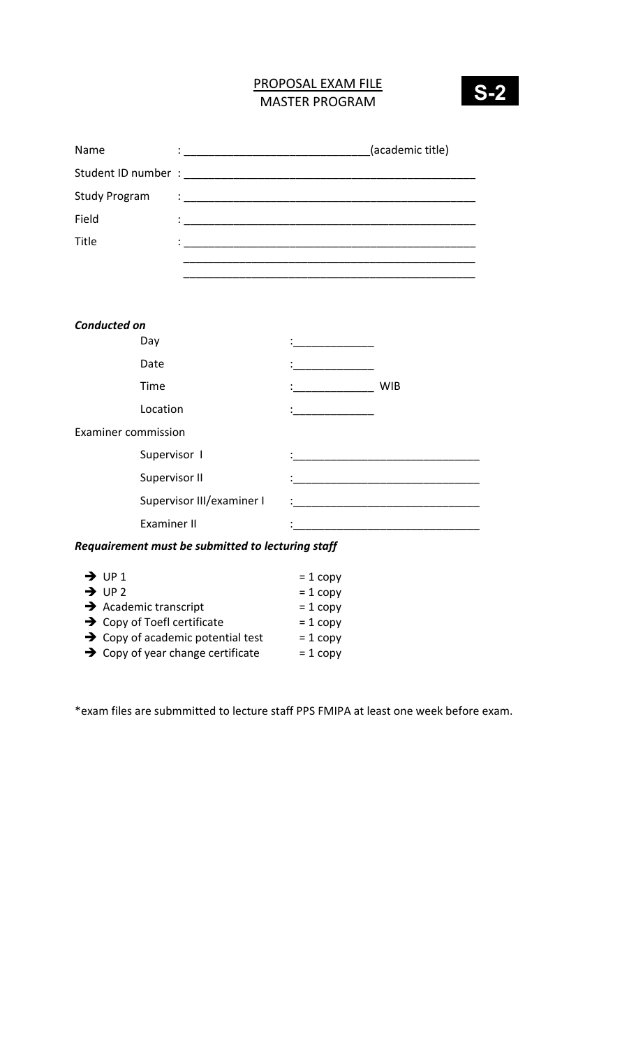# PROPOSAL EXAM FILE
## MASTER PROGRAM

**S-2**

Name : ______________________________(academic title)

Student ID number : ________________________________________________

Study Program : ________________________________________________

Field : ________________________________________________

Title : ________________________________________________

________________________________________________

________________________________________________

***Conducted on***

Day :_____________

Date :_____________

Time :_____________ WIB

Location :_____________

Examiner commission

Supervisor I :______________________________

Supervisor II :______________________________

Supervisor III/examiner I :______________________________

Examiner II :______________________________

***Requairement must be submitted to lecturing staff***

- ➔ UP 1 = 1 copy
- ➔ UP 2 = 1 copy
- ➔ Academic transcript = 1 copy
- ➔ Copy of Toefl certificate = 1 copy
- ➔ Copy of academic potential test = 1 copy
- ➔ Copy of year change certificate = 1 copy

*exam files are submmitted to lecture staff PPS FMIPA at least one week before exam.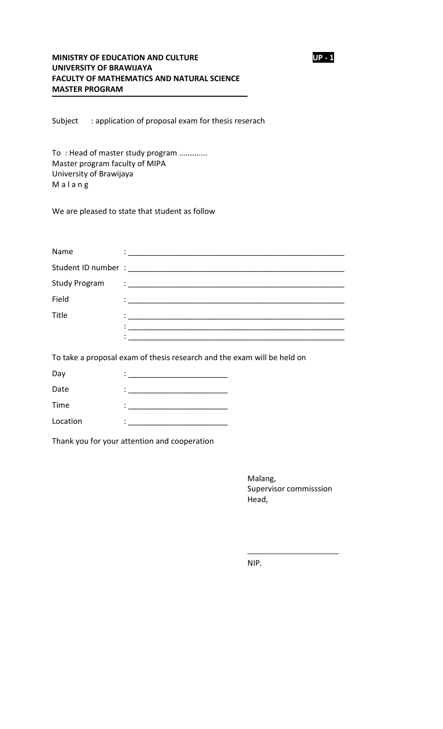**MINISTRY OF EDUCATION AND CULTURE**
**UNIVERSITY OF BRAWIJAYA**
**FACULTY OF MATHEMATICS AND NATURAL SCIENCE**
**MASTER PROGRAM**

**UP - 1**

---

Subject : application of proposal exam for thesis reserach

To : Head of master study program .............
Master program faculty of MIPA
University of Brawijaya
M a l a n g

We are pleased to state that student as follow

Name : ____________________________________________________

Student ID number : ____________________________________________________

Study Program : ____________________________________________________

Field : ____________________________________________________

Title : ____________________________________________________
: ____________________________________________________
: ____________________________________________________

To take a proposal exam of thesis research and the exam will be held on

Day : ______________________

Date : ______________________

Time : ______________________

Location : ______________________

Thank you for your attention and cooperation

Malang,
Supervisor commisssion
Head,

______________________
NIP.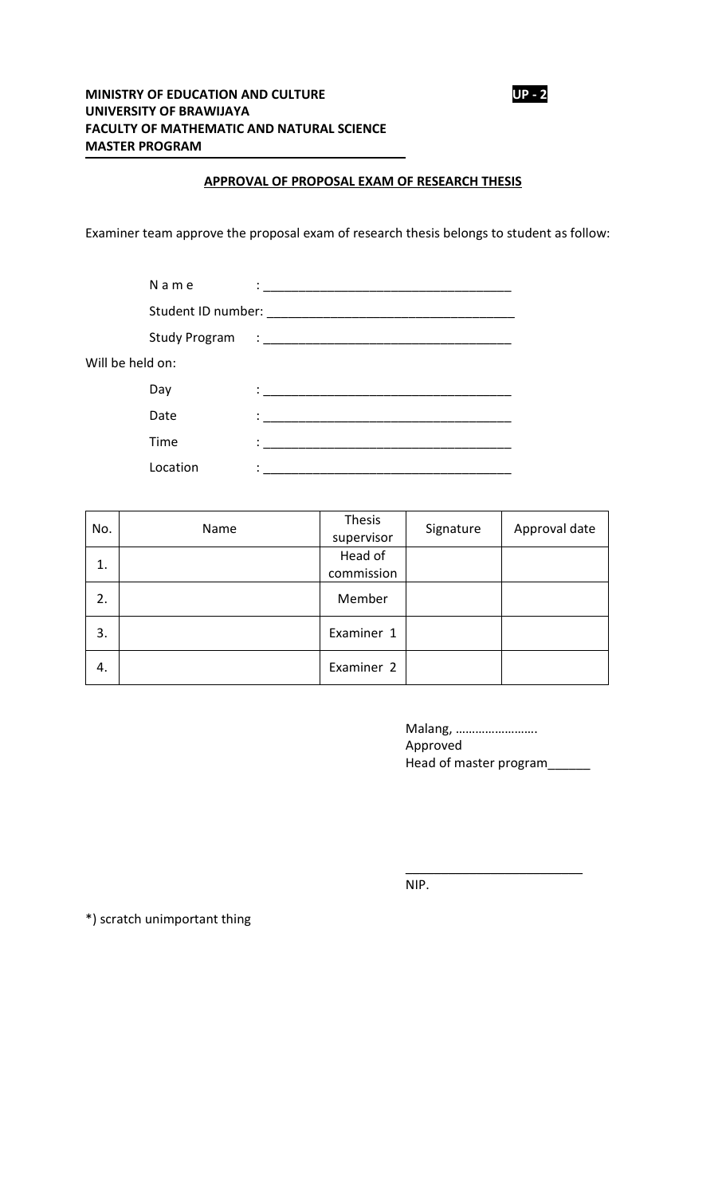**MINISTRY OF EDUCATION AND CULTURE** **UP - 2**
**UNIVERSITY OF BRAWIJAYA**
**FACULTY OF MATHEMATIC AND NATURAL SCIENCE**
**MASTER PROGRAM**

**APPROVAL OF PROPOSAL EXAM OF RESEARCH THESIS**

Examiner team approve the proposal exam of research thesis belongs to student as follow:

N a m e : ___________________________________

Student ID number: ___________________________________

Study Program : ___________________________________

Will be held on:

Day : ___________________________________

Date : ___________________________________

Time : ___________________________________

Location : ___________________________________

| No. | Name | Thesis supervisor | Signature | Approval date |
|---|---|---|---|---|
| 1. | | Head of commission | | |
| 2. | | Member | | |
| 3. | | Examiner 1 | | |
| 4. | | Examiner 2 | | |

Malang, ……………………..
Approved
Head of master program______

_________________________
NIP.

*) scratch unimportant thing